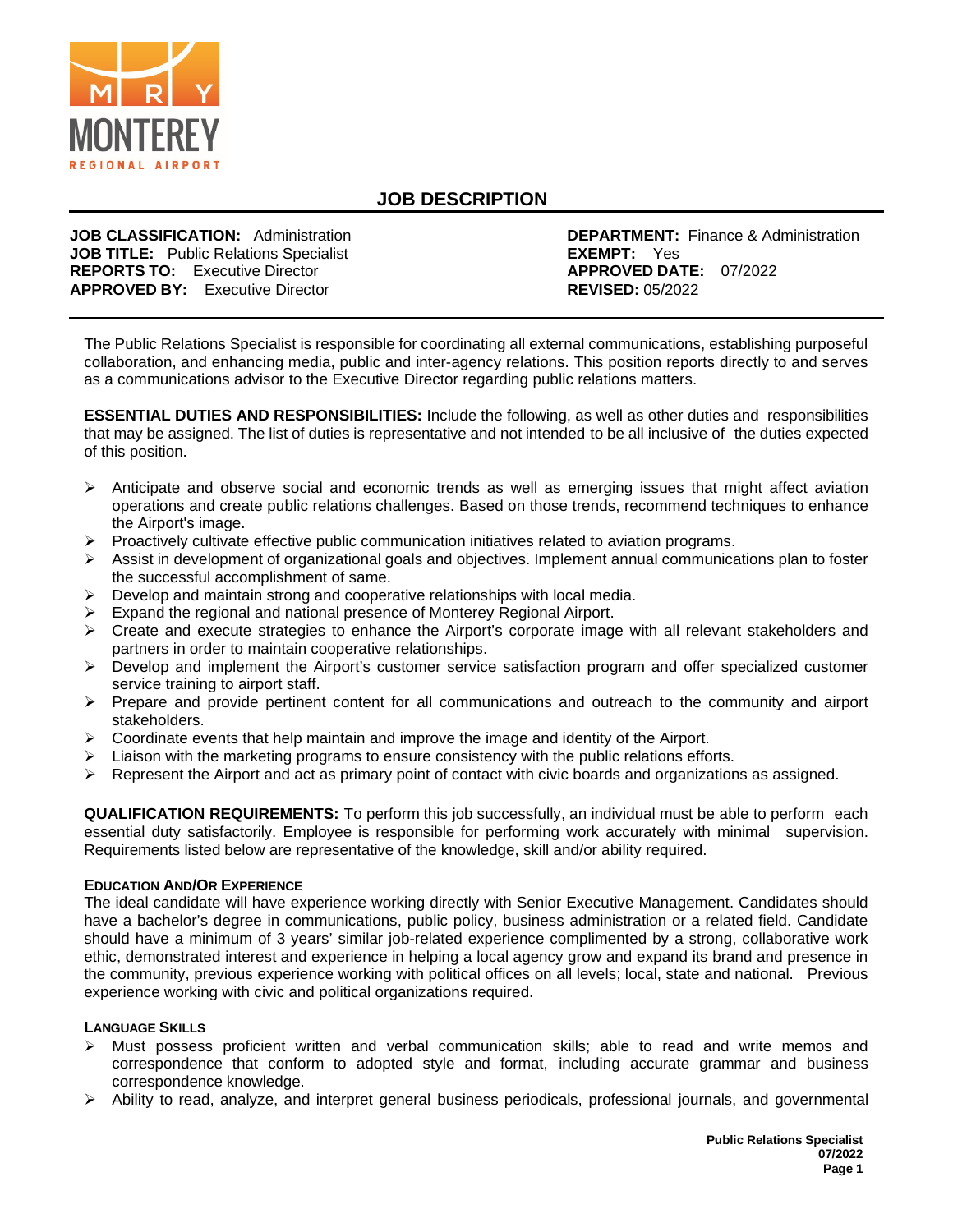MONTEREY REGIONAL AIRPORT

# JOB DESCRIPTION

**JOB CLASSIFICATION:** Administration
**JOB TITLE:** Public Relations Specialist
**REPORTS TO:** Executive Director
**APPROVED BY:** Executive Director

**DEPARTMENT:** Finance & Administration
**EXEMPT:** Yes
**APPROVED DATE:** 07/2022
**REVISED:** 05/2022

The Public Relations Specialist is responsible for coordinating all external communications, establishing purposeful collaboration, and enhancing media, public and inter-agency relations. This position reports directly to and serves as a communications advisor to the Executive Director regarding public relations matters.

**ESSENTIAL DUTIES AND RESPONSIBILITIES:** Include the following, as well as other duties and responsibilities that may be assigned. The list of duties is representative and not intended to be all inclusive of the duties expected of this position.

- Anticipate and observe social and economic trends as well as emerging issues that might affect aviation operations and create public relations challenges. Based on those trends, recommend techniques to enhance the Airport's image.
- Proactively cultivate effective public communication initiatives related to aviation programs.
- Assist in development of organizational goals and objectives. Implement annual communications plan to foster the successful accomplishment of same.
- Develop and maintain strong and cooperative relationships with local media.
- Expand the regional and national presence of Monterey Regional Airport.
- Create and execute strategies to enhance the Airport's corporate image with all relevant stakeholders and partners in order to maintain cooperative relationships.
- Develop and implement the Airport's customer service satisfaction program and offer specialized customer service training to airport staff.
- Prepare and provide pertinent content for all communications and outreach to the community and airport stakeholders.
- Coordinate events that help maintain and improve the image and identity of the Airport.
- Liaison with the marketing programs to ensure consistency with the public relations efforts.
- Represent the Airport and act as primary point of contact with civic boards and organizations as assigned.

**QUALIFICATION REQUIREMENTS:** To perform this job successfully, an individual must be able to perform each essential duty satisfactorily. Employee is responsible for performing work accurately with minimal supervision. Requirements listed below are representative of the knowledge, skill and/or ability required.

### EDUCATION AND/OR EXPERIENCE

The ideal candidate will have experience working directly with Senior Executive Management. Candidates should have a bachelor's degree in communications, public policy, business administration or a related field. Candidate should have a minimum of 3 years' similar job-related experience complimented by a strong, collaborative work ethic, demonstrated interest and experience in helping a local agency grow and expand its brand and presence in the community, previous experience working with political offices on all levels; local, state and national. Previous experience working with civic and political organizations required.

### LANGUAGE SKILLS

- Must possess proficient written and verbal communication skills; able to read and write memos and correspondence that conform to adopted style and format, including accurate grammar and business correspondence knowledge.
- Ability to read, analyze, and interpret general business periodicals, professional journals, and governmental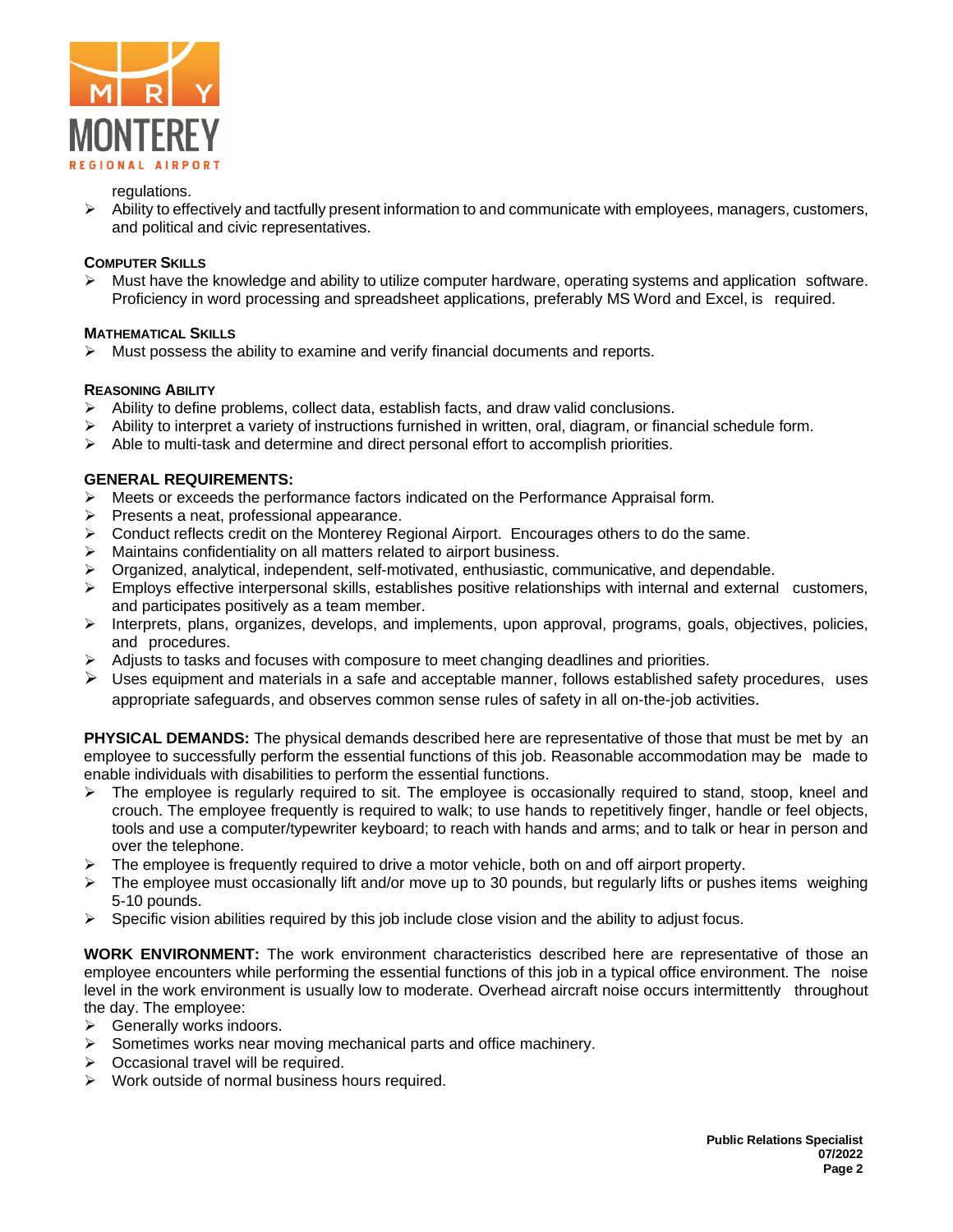regulations.

- Ability to effectively and tactfully present information to and communicate with employees, managers, customers, and political and civic representatives.

**COMPUTER SKILLS**

- Must have the knowledge and ability to utilize computer hardware, operating systems and application software. Proficiency in word processing and spreadsheet applications, preferably MS Word and Excel, is required.

**MATHEMATICAL SKILLS**

- Must possess the ability to examine and verify financial documents and reports.

**REASONING ABILITY**

- Ability to define problems, collect data, establish facts, and draw valid conclusions.
- Ability to interpret a variety of instructions furnished in written, oral, diagram, or financial schedule form.
- Able to multi-task and determine and direct personal effort to accomplish priorities.

**GENERAL REQUIREMENTS:**

- Meets or exceeds the performance factors indicated on the Performance Appraisal form.
- Presents a neat, professional appearance.
- Conduct reflects credit on the Monterey Regional Airport. Encourages others to do the same.
- Maintains confidentiality on all matters related to airport business.
- Organized, analytical, independent, self-motivated, enthusiastic, communicative, and dependable.
- Employs effective interpersonal skills, establishes positive relationships with internal and external customers, and participates positively as a team member.
- Interprets, plans, organizes, develops, and implements, upon approval, programs, goals, objectives, policies, and procedures.
- Adjusts to tasks and focuses with composure to meet changing deadlines and priorities.
- Uses equipment and materials in a safe and acceptable manner, follows established safety procedures, uses appropriate safeguards, and observes common sense rules of safety in all on-the-job activities.

**PHYSICAL DEMANDS:** The physical demands described here are representative of those that must be met by an employee to successfully perform the essential functions of this job. Reasonable accommodation may be made to enable individuals with disabilities to perform the essential functions.

- The employee is regularly required to sit. The employee is occasionally required to stand, stoop, kneel and crouch. The employee frequently is required to walk; to use hands to repetitively finger, handle or feel objects, tools and use a computer/typewriter keyboard; to reach with hands and arms; and to talk or hear in person and over the telephone.
- The employee is frequently required to drive a motor vehicle, both on and off airport property.
- The employee must occasionally lift and/or move up to 30 pounds, but regularly lifts or pushes items weighing 5-10 pounds.
- Specific vision abilities required by this job include close vision and the ability to adjust focus.

**WORK ENVIRONMENT:** The work environment characteristics described here are representative of those an employee encounters while performing the essential functions of this job in a typical office environment. The noise level in the work environment is usually low to moderate. Overhead aircraft noise occurs intermittently throughout the day. The employee:

- Generally works indoors.
- Sometimes works near moving mechanical parts and office machinery.
- Occasional travel will be required.
- Work outside of normal business hours required.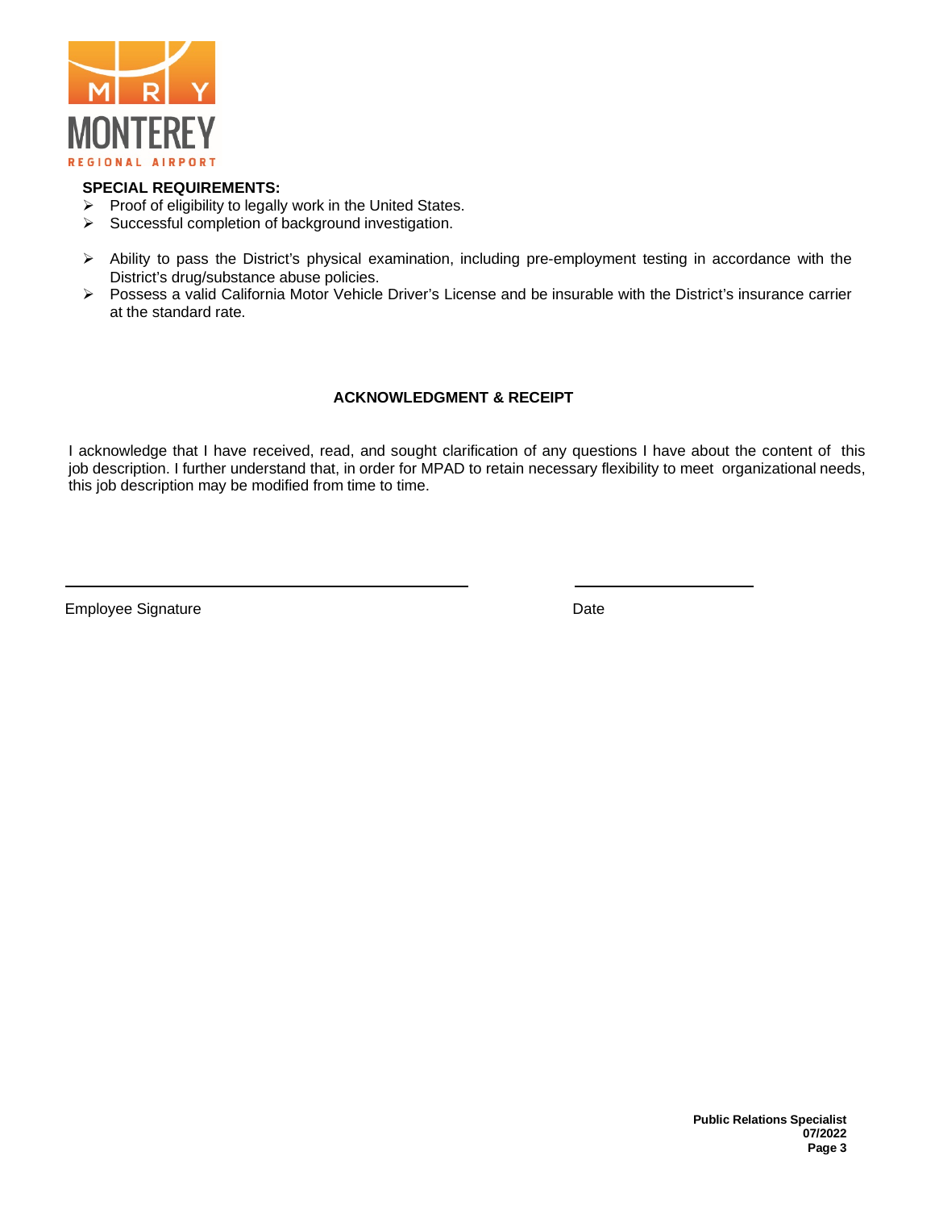**SPECIAL REQUIREMENTS:**

- Proof of eligibility to legally work in the United States.
- Successful completion of background investigation.
- Ability to pass the District's physical examination, including pre-employment testing in accordance with the District's drug/substance abuse policies.
- Possess a valid California Motor Vehicle Driver's License and be insurable with the District's insurance carrier at the standard rate.

## ACKNOWLEDGMENT & RECEIPT

I acknowledge that I have received, read, and sought clarification of any questions I have about the content of this job description. I further understand that, in order for MPAD to retain necessary flexibility to meet organizational needs, this job description may be modified from time to time.

\_\_\_\_\_\_\_\_\_\_\_\_\_\_\_\_\_\_\_\_\_\_\_\_\_\_\_\_\_\_\_\_\_\_\_\_\_\_ \_\_\_\_\_\_\_\_\_\_\_\_\_\_\_\_\_\_

Employee Signature Date